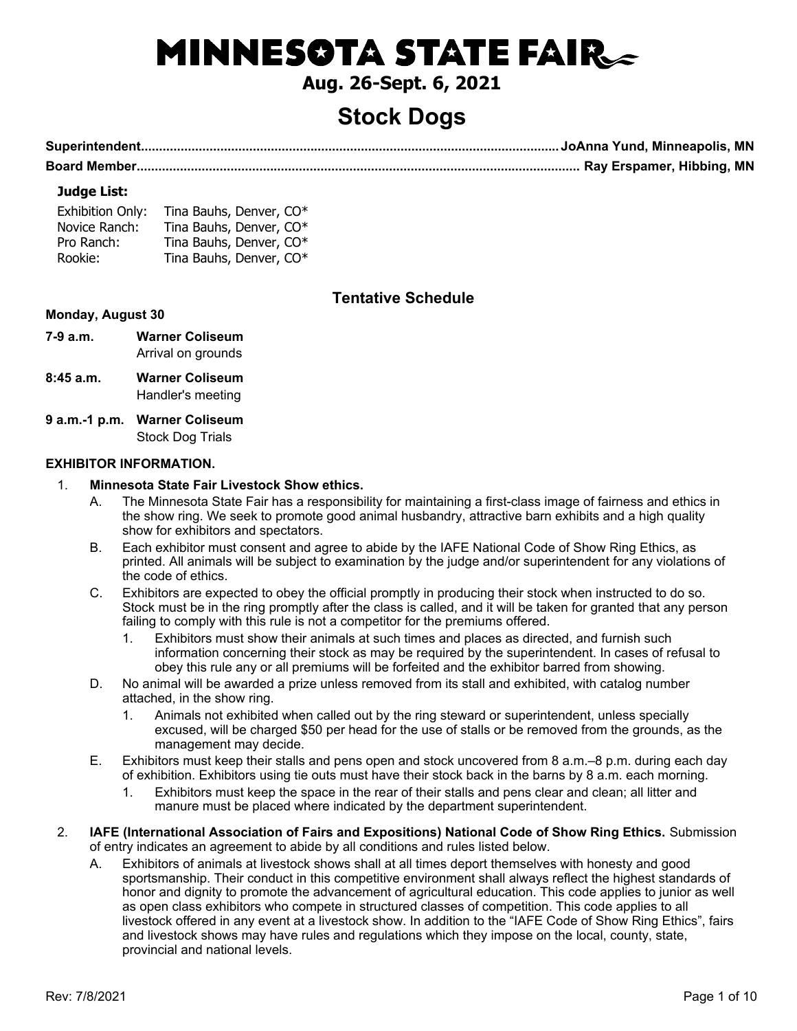# MINNESOTA STATE FAIR

**Aug. 26-Sept. 6, 2021**

# Stock Dogs

**Superintendent**......................................................................................................................**JoAnna Yund, Minneapolis, MN**

**Board Member**..........................................................................................................................**Ray Erspamer, Hibbing, MN**

### Judge List:

| | |
|---|---|
| Exhibition Only: | Tina Bauhs, Denver, CO* |
| Novice Ranch: | Tina Bauhs, Denver, CO* |
| Pro Ranch: | Tina Bauhs, Denver, CO* |
| Rookie: | Tina Bauhs, Denver, CO* |

## Tentative Schedule

**Monday, August 30**

**7-9 a.m.** **Warner Coliseum**
Arrival on grounds

**8:45 a.m.** **Warner Coliseum**
Handler's meeting

**9 a.m.-1 p.m.** **Warner Coliseum**
Stock Dog Trials

**EXHIBITOR INFORMATION.**

1. **Minnesota State Fair Livestock Show ethics.**
   A. The Minnesota State Fair has a responsibility for maintaining a first-class image of fairness and ethics in the show ring. We seek to promote good animal husbandry, attractive barn exhibits and a high quality show for exhibitors and spectators.
   B. Each exhibitor must consent and agree to abide by the IAFE National Code of Show Ring Ethics, as printed. All animals will be subject to examination by the judge and/or superintendent for any violations of the code of ethics.
   C. Exhibitors are expected to obey the official promptly in producing their stock when instructed to do so. Stock must be in the ring promptly after the class is called, and it will be taken for granted that any person failing to comply with this rule is not a competitor for the premiums offered.
      1. Exhibitors must show their animals at such times and places as directed, and furnish such information concerning their stock as may be required by the superintendent. In cases of refusal to obey this rule any or all premiums will be forfeited and the exhibitor barred from showing.
   D. No animal will be awarded a prize unless removed from its stall and exhibited, with catalog number attached, in the show ring.
      1. Animals not exhibited when called out by the ring steward or superintendent, unless specially excused, will be charged $50 per head for the use of stalls or be removed from the grounds, as the management may decide.
   E. Exhibitors must keep their stalls and pens open and stock uncovered from 8 a.m.–8 p.m. during each day of exhibition. Exhibitors using tie outs must have their stock back in the barns by 8 a.m. each morning.
      1. Exhibitors must keep the space in the rear of their stalls and pens clear and clean; all litter and manure must be placed where indicated by the department superintendent.
2. **IAFE (International Association of Fairs and Expositions) National Code of Show Ring Ethics.** Submission of entry indicates an agreement to abide by all conditions and rules listed below.
   A. Exhibitors of animals at livestock shows shall at all times deport themselves with honesty and good sportsmanship. Their conduct in this competitive environment shall always reflect the highest standards of honor and dignity to promote the advancement of agricultural education. This code applies to junior as well as open class exhibitors who compete in structured classes of competition. This code applies to all livestock offered in any event at a livestock show. In addition to the "IAFE Code of Show Ring Ethics", fairs and livestock shows may have rules and regulations which they impose on the local, county, state, provincial and national levels.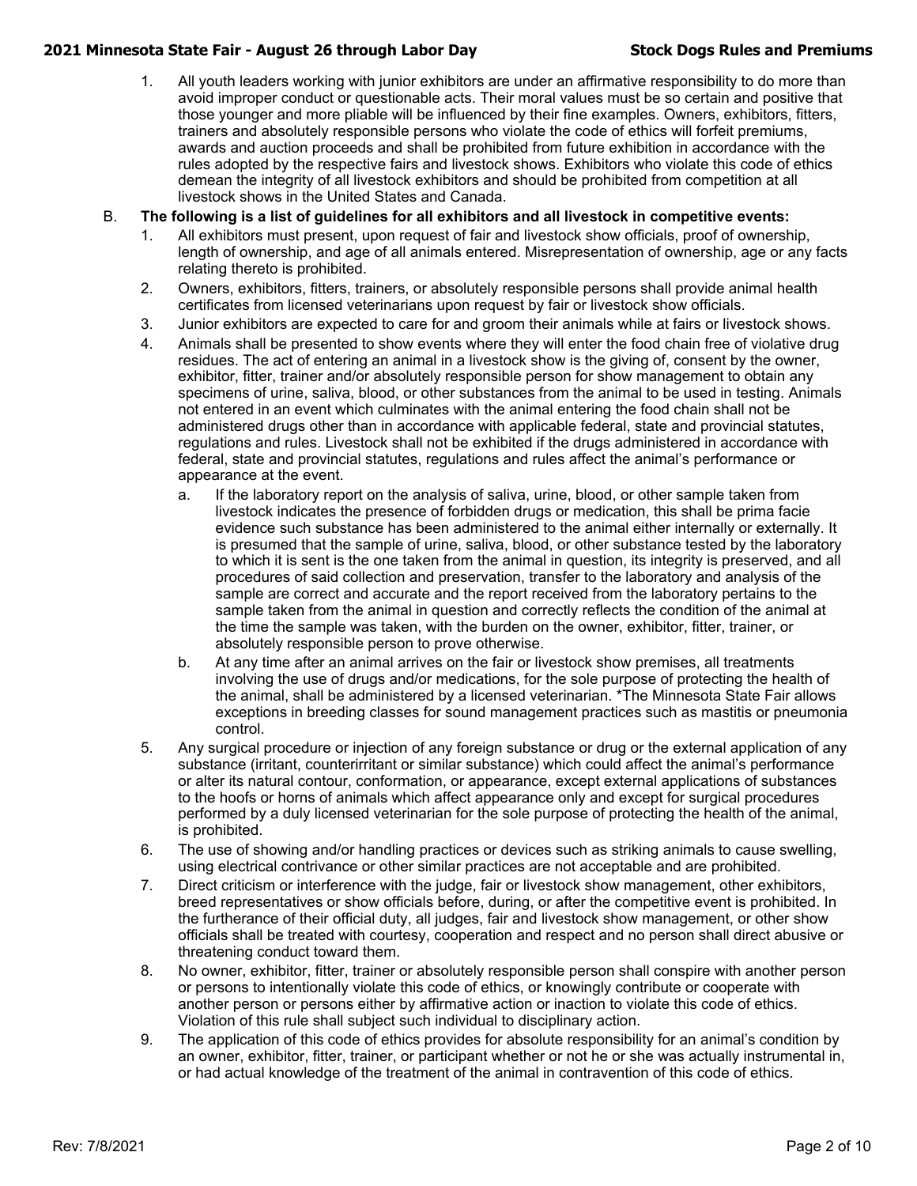1. All youth leaders working with junior exhibitors are under an affirmative responsibility to do more than avoid improper conduct or questionable acts. Their moral values must be so certain and positive that those younger and more pliable will be influenced by their fine examples. Owners, exhibitors, fitters, trainers and absolutely responsible persons who violate the code of ethics will forfeit premiums, awards and auction proceeds and shall be prohibited from future exhibition in accordance with the rules adopted by the respective fairs and livestock shows. Exhibitors who violate this code of ethics demean the integrity of all livestock exhibitors and should be prohibited from competition at all livestock shows in the United States and Canada.

B. **The following is a list of guidelines for all exhibitors and all livestock in competitive events:**

1. All exhibitors must present, upon request of fair and livestock show officials, proof of ownership, length of ownership, and age of all animals entered. Misrepresentation of ownership, age or any facts relating thereto is prohibited.
2. Owners, exhibitors, fitters, trainers, or absolutely responsible persons shall provide animal health certificates from licensed veterinarians upon request by fair or livestock show officials.
3. Junior exhibitors are expected to care for and groom their animals while at fairs or livestock shows.
4. Animals shall be presented to show events where they will enter the food chain free of violative drug residues. The act of entering an animal in a livestock show is the giving of, consent by the owner, exhibitor, fitter, trainer and/or absolutely responsible person for show management to obtain any specimens of urine, saliva, blood, or other substances from the animal to be used in testing. Animals not entered in an event which culminates with the animal entering the food chain shall not be administered drugs other than in accordance with applicable federal, state and provincial statutes, regulations and rules. Livestock shall not be exhibited if the drugs administered in accordance with federal, state and provincial statutes, regulations and rules affect the animal's performance or appearance at the event.
   a. If the laboratory report on the analysis of saliva, urine, blood, or other sample taken from livestock indicates the presence of forbidden drugs or medication, this shall be prima facie evidence such substance has been administered to the animal either internally or externally. It is presumed that the sample of urine, saliva, blood, or other substance tested by the laboratory to which it is sent is the one taken from the animal in question, its integrity is preserved, and all procedures of said collection and preservation, transfer to the laboratory and analysis of the sample are correct and accurate and the report received from the laboratory pertains to the sample taken from the animal in question and correctly reflects the condition of the animal at the time the sample was taken, with the burden on the owner, exhibitor, fitter, trainer, or absolutely responsible person to prove otherwise.
   b. At any time after an animal arrives on the fair or livestock show premises, all treatments involving the use of drugs and/or medications, for the sole purpose of protecting the health of the animal, shall be administered by a licensed veterinarian. *The Minnesota State Fair allows exceptions in breeding classes for sound management practices such as mastitis or pneumonia control.
5. Any surgical procedure or injection of any foreign substance or drug or the external application of any substance (irritant, counterirritant or similar substance) which could affect the animal's performance or alter its natural contour, conformation, or appearance, except external applications of substances to the hoofs or horns of animals which affect appearance only and except for surgical procedures performed by a duly licensed veterinarian for the sole purpose of protecting the health of the animal, is prohibited.
6. The use of showing and/or handling practices or devices such as striking animals to cause swelling, using electrical contrivance or other similar practices are not acceptable and are prohibited.
7. Direct criticism or interference with the judge, fair or livestock show management, other exhibitors, breed representatives or show officials before, during, or after the competitive event is prohibited. In the furtherance of their official duty, all judges, fair and livestock show management, or other show officials shall be treated with courtesy, cooperation and respect and no person shall direct abusive or threatening conduct toward them.
8. No owner, exhibitor, fitter, trainer or absolutely responsible person shall conspire with another person or persons to intentionally violate this code of ethics, or knowingly contribute or cooperate with another person or persons either by affirmative action or inaction to violate this code of ethics. Violation of this rule shall subject such individual to disciplinary action.
9. The application of this code of ethics provides for absolute responsibility for an animal's condition by an owner, exhibitor, fitter, trainer, or participant whether or not he or she was actually instrumental in, or had actual knowledge of the treatment of the animal in contravention of this code of ethics.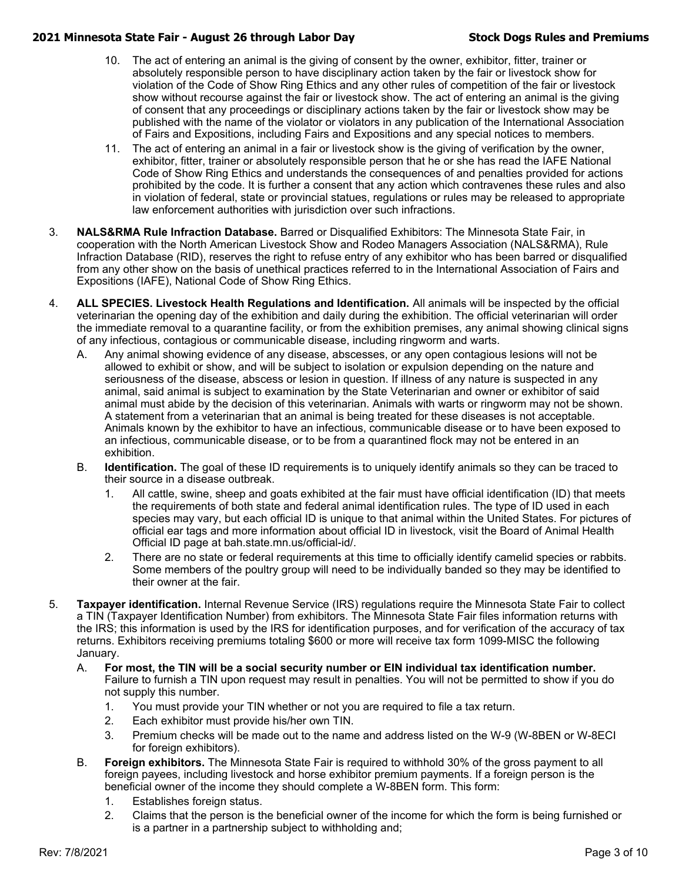10. The act of entering an animal is the giving of consent by the owner, exhibitor, fitter, trainer or absolutely responsible person to have disciplinary action taken by the fair or livestock show for violation of the Code of Show Ring Ethics and any other rules of competition of the fair or livestock show without recourse against the fair or livestock show. The act of entering an animal is the giving of consent that any proceedings or disciplinary actions taken by the fair or livestock show may be published with the name of the violator or violators in any publication of the International Association of Fairs and Expositions, including Fairs and Expositions and any special notices to members.
11. The act of entering an animal in a fair or livestock show is the giving of verification by the owner, exhibitor, fitter, trainer or absolutely responsible person that he or she has read the IAFE National Code of Show Ring Ethics and understands the consequences of and penalties provided for actions prohibited by the code. It is further a consent that any action which contravenes these rules and also in violation of federal, state or provincial statues, regulations or rules may be released to appropriate law enforcement authorities with jurisdiction over such infractions.

3. **NALS&RMA Rule Infraction Database.** Barred or Disqualified Exhibitors: The Minnesota State Fair, in cooperation with the North American Livestock Show and Rodeo Managers Association (NALS&RMA), Rule Infraction Database (RID), reserves the right to refuse entry of any exhibitor who has been barred or disqualified from any other show on the basis of unethical practices referred to in the International Association of Fairs and Expositions (IAFE), National Code of Show Ring Ethics.

4. **ALL SPECIES. Livestock Health Regulations and Identification.** All animals will be inspected by the official veterinarian the opening day of the exhibition and daily during the exhibition. The official veterinarian will order the immediate removal to a quarantine facility, or from the exhibition premises, any animal showing clinical signs of any infectious, contagious or communicable disease, including ringworm and warts.
   - A. Any animal showing evidence of any disease, abscesses, or any open contagious lesions will not be allowed to exhibit or show, and will be subject to isolation or expulsion depending on the nature and seriousness of the disease, abscess or lesion in question. If illness of any nature is suspected in any animal, said animal is subject to examination by the State Veterinarian and owner or exhibitor of said animal must abide by the decision of this veterinarian. Animals with warts or ringworm may not be shown. A statement from a veterinarian that an animal is being treated for these diseases is not acceptable. Animals known by the exhibitor to have an infectious, communicable disease or to have been exposed to an infectious, communicable disease, or to be from a quarantined flock may not be entered in an exhibition.
   - B. **Identification.** The goal of these ID requirements is to uniquely identify animals so they can be traced to their source in a disease outbreak.
     1. All cattle, swine, sheep and goats exhibited at the fair must have official identification (ID) that meets the requirements of both state and federal animal identification rules. The type of ID used in each species may vary, but each official ID is unique to that animal within the United States. For pictures of official ear tags and more information about official ID in livestock, visit the Board of Animal Health Official ID page at bah.state.mn.us/official-id/.
     2. There are no state or federal requirements at this time to officially identify camelid species or rabbits. Some members of the poultry group will need to be individually banded so they may be identified to their owner at the fair.

5. **Taxpayer identification.** Internal Revenue Service (IRS) regulations require the Minnesota State Fair to collect a TIN (Taxpayer Identification Number) from exhibitors. The Minnesota State Fair files information returns with the IRS; this information is used by the IRS for identification purposes, and for verification of the accuracy of tax returns. Exhibitors receiving premiums totaling $600 or more will receive tax form 1099-MISC the following January.
   - A. **For most, the TIN will be a social security number or EIN individual tax identification number.** Failure to furnish a TIN upon request may result in penalties. You will not be permitted to show if you do not supply this number.
     1. You must provide your TIN whether or not you are required to file a tax return.
     2. Each exhibitor must provide his/her own TIN.
     3. Premium checks will be made out to the name and address listed on the W-9 (W-8BEN or W-8ECI for foreign exhibitors).
   - B. **Foreign exhibitors.** The Minnesota State Fair is required to withhold 30% of the gross payment to all foreign payees, including livestock and horse exhibitor premium payments. If a foreign person is the beneficial owner of the income they should complete a W-8BEN form. This form:
     1. Establishes foreign status.
     2. Claims that the person is the beneficial owner of the income for which the form is being furnished or is a partner in a partnership subject to withholding and;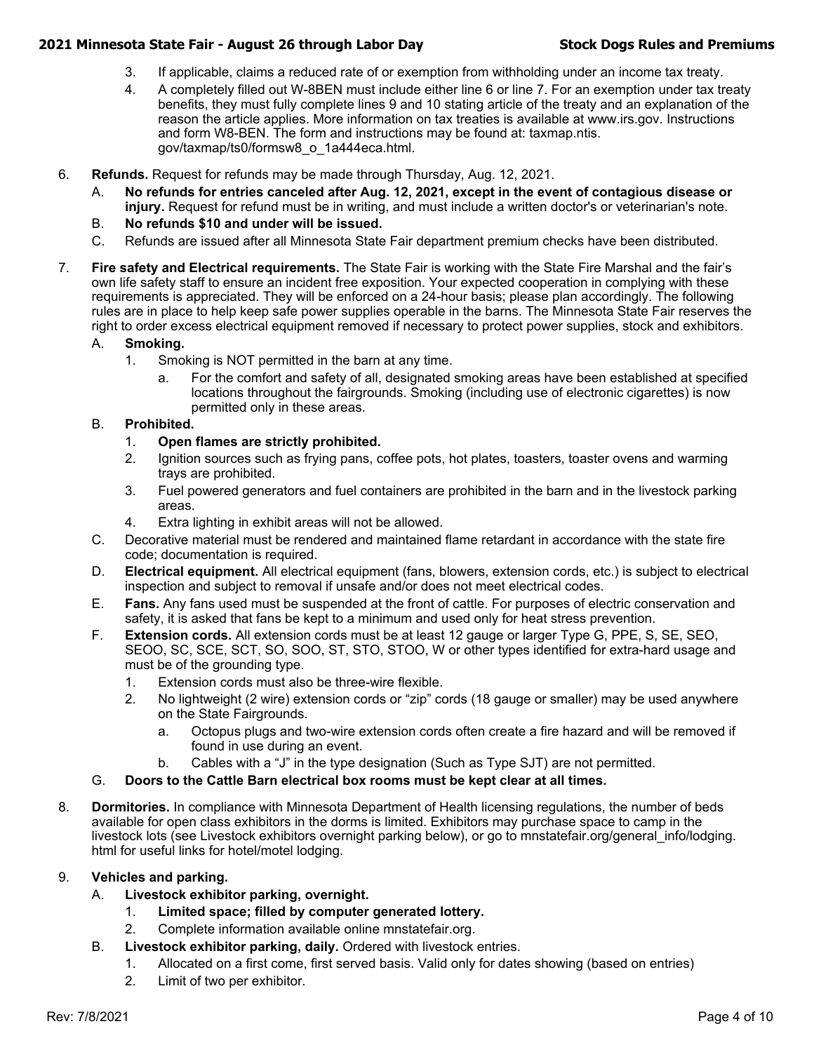3. If applicable, claims a reduced rate of or exemption from withholding under an income tax treaty.
4. A completely filled out W-8BEN must include either line 6 or line 7. For an exemption under tax treaty benefits, they must fully complete lines 9 and 10 stating article of the treaty and an explanation of the reason the article applies. More information on tax treaties is available at www.irs.gov. Instructions and form W8-BEN. The form and instructions may be found at: taxmap.ntis.gov/taxmap/ts0/formsw8_o_1a444eca.html.

6. **Refunds.** Request for refunds may be made through Thursday, Aug. 12, 2021.
   - A. **No refunds for entries canceled after Aug. 12, 2021, except in the event of contagious disease or injury.** Request for refund must be in writing, and must include a written doctor's or veterinarian's note.
   - B. **No refunds $10 and under will be issued.**
   - C. Refunds are issued after all Minnesota State Fair department premium checks have been distributed.

7. **Fire safety and Electrical requirements.** The State Fair is working with the State Fire Marshal and the fair's own life safety staff to ensure an incident free exposition. Your expected cooperation in complying with these requirements is appreciated. They will be enforced on a 24-hour basis; please plan accordingly. The following rules are in place to help keep safe power supplies operable in the barns. The Minnesota State Fair reserves the right to order excess electrical equipment removed if necessary to protect power supplies, stock and exhibitors.
   - A. **Smoking.**
     1. Smoking is NOT permitted in the barn at any time.
        - a. For the comfort and safety of all, designated smoking areas have been established at specified locations throughout the fairgrounds. Smoking (including use of electronic cigarettes) is now permitted only in these areas.
   - B. **Prohibited.**
     1. **Open flames are strictly prohibited.**
     2. Ignition sources such as frying pans, coffee pots, hot plates, toasters, toaster ovens and warming trays are prohibited.
     3. Fuel powered generators and fuel containers are prohibited in the barn and in the livestock parking areas.
     4. Extra lighting in exhibit areas will not be allowed.
   - C. Decorative material must be rendered and maintained flame retardant in accordance with the state fire code; documentation is required.
   - D. **Electrical equipment.** All electrical equipment (fans, blowers, extension cords, etc.) is subject to electrical inspection and subject to removal if unsafe and/or does not meet electrical codes.
   - E. **Fans.** Any fans used must be suspended at the front of cattle. For purposes of electric conservation and safety, it is asked that fans be kept to a minimum and used only for heat stress prevention.
   - F. **Extension cords.** All extension cords must be at least 12 gauge or larger Type G, PPE, S, SE, SEO, SEOO, SC, SCE, SCT, SO, SOO, ST, STO, STOO, W or other types identified for extra-hard usage and must be of the grounding type.
     1. Extension cords must also be three-wire flexible.
     2. No lightweight (2 wire) extension cords or "zip" cords (18 gauge or smaller) may be used anywhere on the State Fairgrounds.
        - a. Octopus plugs and two-wire extension cords often create a fire hazard and will be removed if found in use during an event.
        - b. Cables with a "J" in the type designation (Such as Type SJT) are not permitted.
   - G. **Doors to the Cattle Barn electrical box rooms must be kept clear at all times.**

8. **Dormitories.** In compliance with Minnesota Department of Health licensing regulations, the number of beds available for open class exhibitors in the dorms is limited. Exhibitors may purchase space to camp in the livestock lots (see Livestock exhibitors overnight parking below), or go to mnstatefair.org/general_info/lodging.html for useful links for hotel/motel lodging.

9. **Vehicles and parking.**
   - A. **Livestock exhibitor parking, overnight.**
     1. **Limited space; filled by computer generated lottery.**
     2. Complete information available online mnstatefair.org.
   - B. **Livestock exhibitor parking, daily.** Ordered with livestock entries.
     1. Allocated on a first come, first served basis. Valid only for dates showing (based on entries)
     2. Limit of two per exhibitor.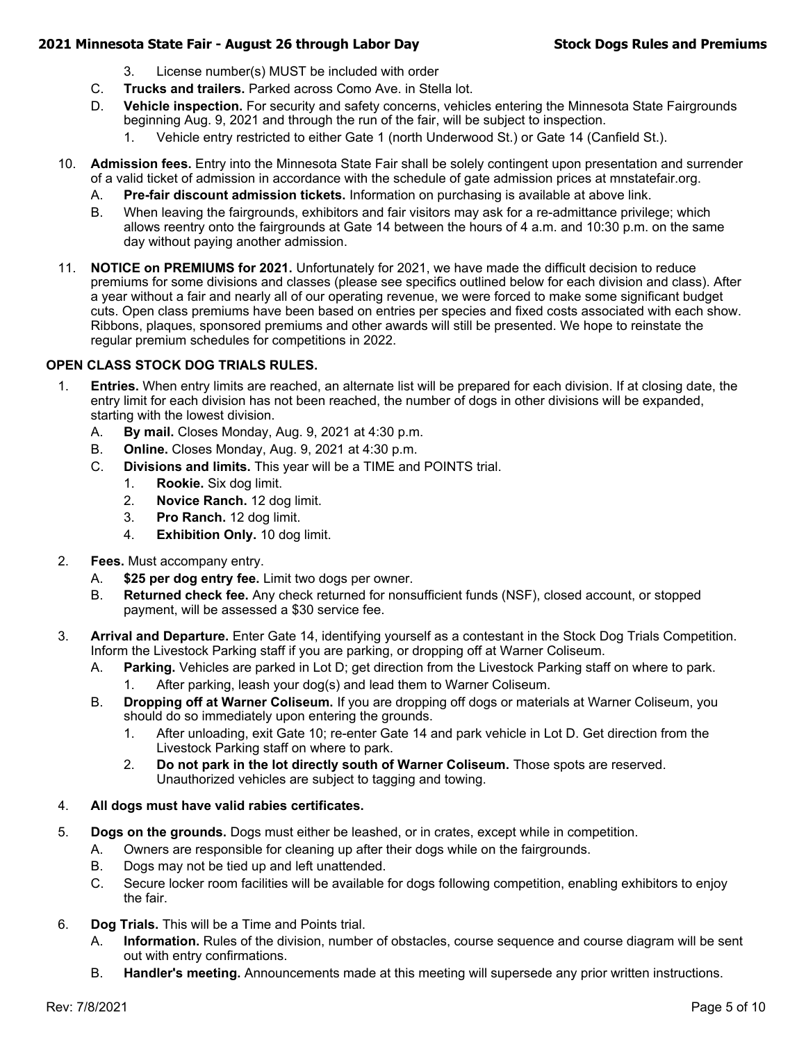3. License number(s) MUST be included with order

C. **Trucks and trailers.** Parked across Como Ave. in Stella lot.

D. **Vehicle inspection.** For security and safety concerns, vehicles entering the Minnesota State Fairgrounds beginning Aug. 9, 2021 and through the run of the fair, will be subject to inspection.

1. Vehicle entry restricted to either Gate 1 (north Underwood St.) or Gate 14 (Canfield St.).

10. **Admission fees.** Entry into the Minnesota State Fair shall be solely contingent upon presentation and surrender of a valid ticket of admission in accordance with the schedule of gate admission prices at mnstatefair.org.

A. **Pre-fair discount admission tickets.** Information on purchasing is available at above link.

B. When leaving the fairgrounds, exhibitors and fair visitors may ask for a re-admittance privilege; which allows reentry onto the fairgrounds at Gate 14 between the hours of 4 a.m. and 10:30 p.m. on the same day without paying another admission.

11. **NOTICE on PREMIUMS for 2021.** Unfortunately for 2021, we have made the difficult decision to reduce premiums for some divisions and classes (please see specifics outlined below for each division and class). After a year without a fair and nearly all of our operating revenue, we were forced to make some significant budget cuts. Open class premiums have been based on entries per species and fixed costs associated with each show. Ribbons, plaques, sponsored premiums and other awards will still be presented. We hope to reinstate the regular premium schedules for competitions in 2022.

## OPEN CLASS STOCK DOG TRIALS RULES.

1. **Entries.** When entry limits are reached, an alternate list will be prepared for each division. If at closing date, the entry limit for each division has not been reached, the number of dogs in other divisions will be expanded, starting with the lowest division.

   A. **By mail.** Closes Monday, Aug. 9, 2021 at 4:30 p.m.

   B. **Online.** Closes Monday, Aug. 9, 2021 at 4:30 p.m.

   C. **Divisions and limits.** This year will be a TIME and POINTS trial.

      1. **Rookie.** Six dog limit.
      2. **Novice Ranch.** 12 dog limit.
      3. **Pro Ranch.** 12 dog limit.
      4. **Exhibition Only.** 10 dog limit.

2. **Fees.** Must accompany entry.

   A. **$25 per dog entry fee.** Limit two dogs per owner.

   B. **Returned check fee.** Any check returned for nonsufficient funds (NSF), closed account, or stopped payment, will be assessed a $30 service fee.

3. **Arrival and Departure.** Enter Gate 14, identifying yourself as a contestant in the Stock Dog Trials Competition. Inform the Livestock Parking staff if you are parking, or dropping off at Warner Coliseum.

   A. **Parking.** Vehicles are parked in Lot D; get direction from the Livestock Parking staff on where to park.

      1. After parking, leash your dog(s) and lead them to Warner Coliseum.

   B. **Dropping off at Warner Coliseum.** If you are dropping off dogs or materials at Warner Coliseum, you should do so immediately upon entering the grounds.

      1. After unloading, exit Gate 10; re-enter Gate 14 and park vehicle in Lot D. Get direction from the Livestock Parking staff on where to park.
      2. **Do not park in the lot directly south of Warner Coliseum.** Those spots are reserved. Unauthorized vehicles are subject to tagging and towing.

4. **All dogs must have valid rabies certificates.**

5. **Dogs on the grounds.** Dogs must either be leashed, or in crates, except while in competition.

   A. Owners are responsible for cleaning up after their dogs while on the fairgrounds.

   B. Dogs may not be tied up and left unattended.

   C. Secure locker room facilities will be available for dogs following competition, enabling exhibitors to enjoy the fair.

6. **Dog Trials.** This will be a Time and Points trial.

   A. **Information.** Rules of the division, number of obstacles, course sequence and course diagram will be sent out with entry confirmations.

   B. **Handler's meeting.** Announcements made at this meeting will supersede any prior written instructions.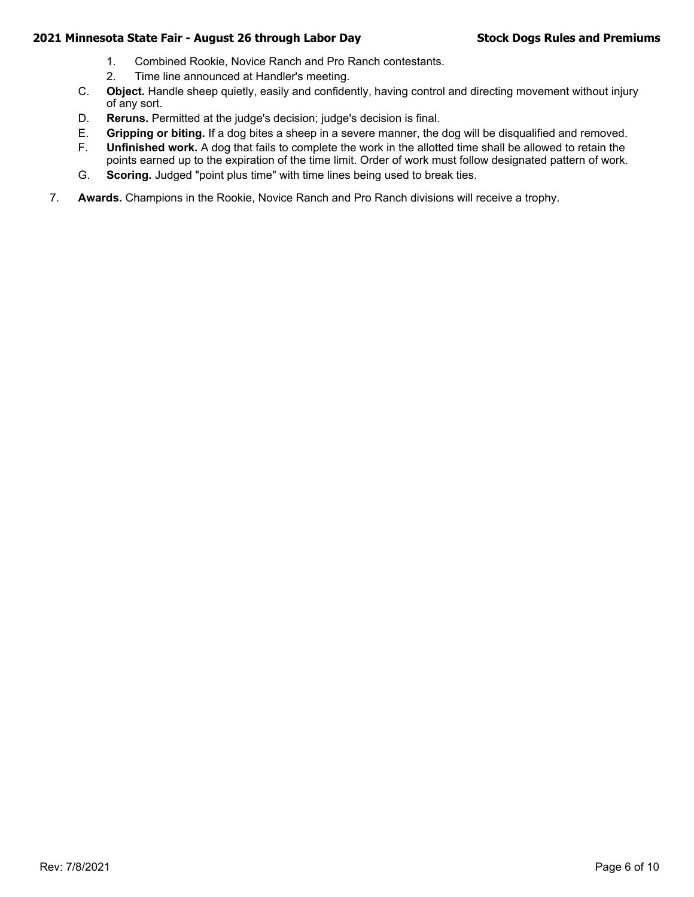1. Combined Rookie, Novice Ranch and Pro Ranch contestants.
2. Time line announced at Handler's meeting.

C. **Object.** Handle sheep quietly, easily and confidently, having control and directing movement without injury of any sort.

D. **Reruns.** Permitted at the judge's decision; judge's decision is final.

E. **Gripping or biting.** If a dog bites a sheep in a severe manner, the dog will be disqualified and removed.

F. **Unfinished work.** A dog that fails to complete the work in the allotted time shall be allowed to retain the points earned up to the expiration of the time limit. Order of work must follow designated pattern of work.

G. **Scoring.** Judged "point plus time" with time lines being used to break ties.

7. **Awards.** Champions in the Rookie, Novice Ranch and Pro Ranch divisions will receive a trophy.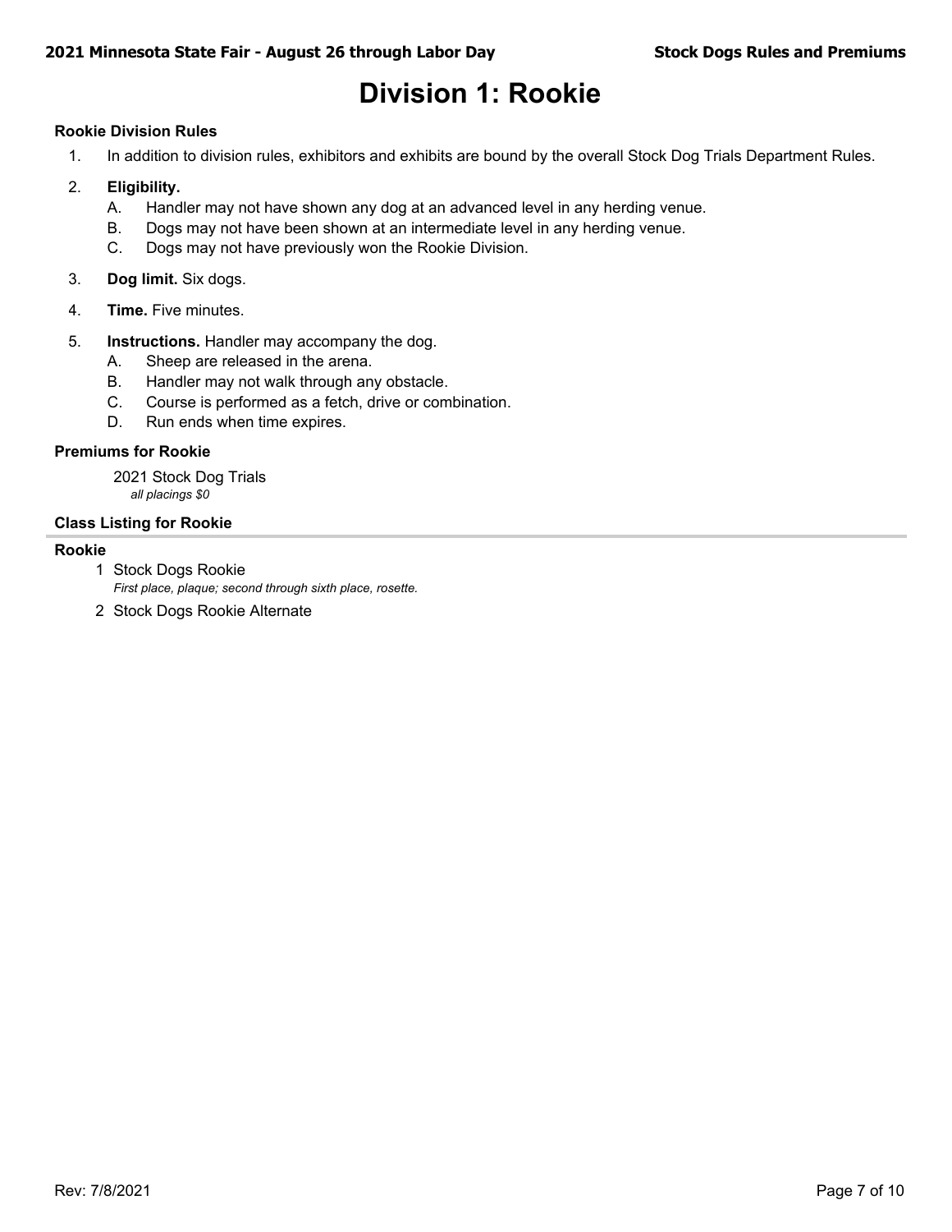# Division 1: Rookie

### Rookie Division Rules

1. In addition to division rules, exhibitors and exhibits are bound by the overall Stock Dog Trials Department Rules.
2. **Eligibility.**
   - A. Handler may not have shown any dog at an advanced level in any herding venue.
   - B. Dogs may not have been shown at an intermediate level in any herding venue.
   - C. Dogs may not have previously won the Rookie Division.
3. **Dog limit.** Six dogs.
4. **Time.** Five minutes.
5. **Instructions.** Handler may accompany the dog.
   - A. Sheep are released in the arena.
   - B. Handler may not walk through any obstacle.
   - C. Course is performed as a fetch, drive or combination.
   - D. Run ends when time expires.

### Premiums for Rookie

2021 Stock Dog Trials
*all placings $0*

### Class Listing for Rookie

**Rookie**

1 Stock Dogs Rookie
*First place, plaque; second through sixth place, rosette.*

2 Stock Dogs Rookie Alternate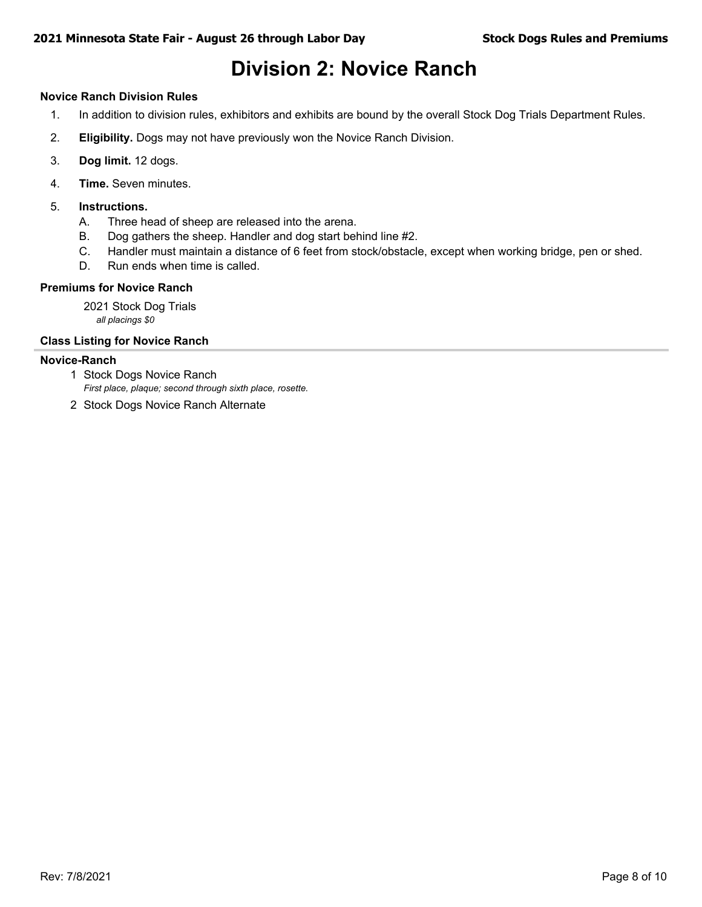# Division 2: Novice Ranch

### Novice Ranch Division Rules

1. In addition to division rules, exhibitors and exhibits are bound by the overall Stock Dog Trials Department Rules.
2. **Eligibility.** Dogs may not have previously won the Novice Ranch Division.
3. **Dog limit.** 12 dogs.
4. **Time.** Seven minutes.
5. **Instructions.**
   A. Three head of sheep are released into the arena.
   B. Dog gathers the sheep. Handler and dog start behind line #2.
   C. Handler must maintain a distance of 6 feet from stock/obstacle, except when working bridge, pen or shed.
   D. Run ends when time is called.

### Premiums for Novice Ranch

2021 Stock Dog Trials
*all placings $0*

### Class Listing for Novice Ranch

**Novice-Ranch**

1 Stock Dogs Novice Ranch
*First place, plaque; second through sixth place, rosette.*

2 Stock Dogs Novice Ranch Alternate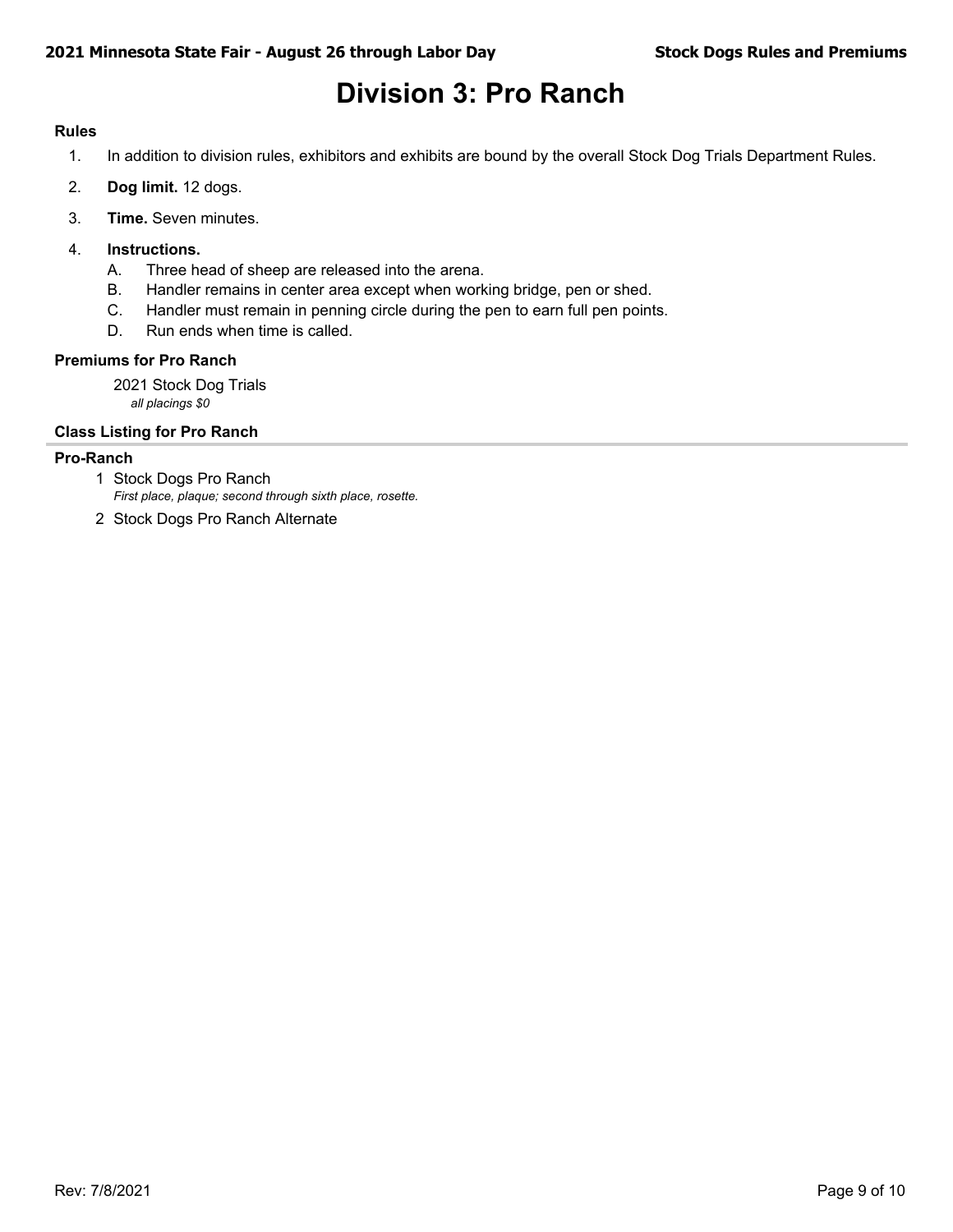# Division 3: Pro Ranch

### Rules

1. In addition to division rules, exhibitors and exhibits are bound by the overall Stock Dog Trials Department Rules.
2. **Dog limit.** 12 dogs.
3. **Time.** Seven minutes.
4. **Instructions.**
   A. Three head of sheep are released into the arena.
   B. Handler remains in center area except when working bridge, pen or shed.
   C. Handler must remain in penning circle during the pen to earn full pen points.
   D. Run ends when time is called.

### Premiums for Pro Ranch

2021 Stock Dog Trials
*all placings $0*

### Class Listing for Pro Ranch

**Pro-Ranch**

1 Stock Dogs Pro Ranch
*First place, plaque; second through sixth place, rosette.*

2 Stock Dogs Pro Ranch Alternate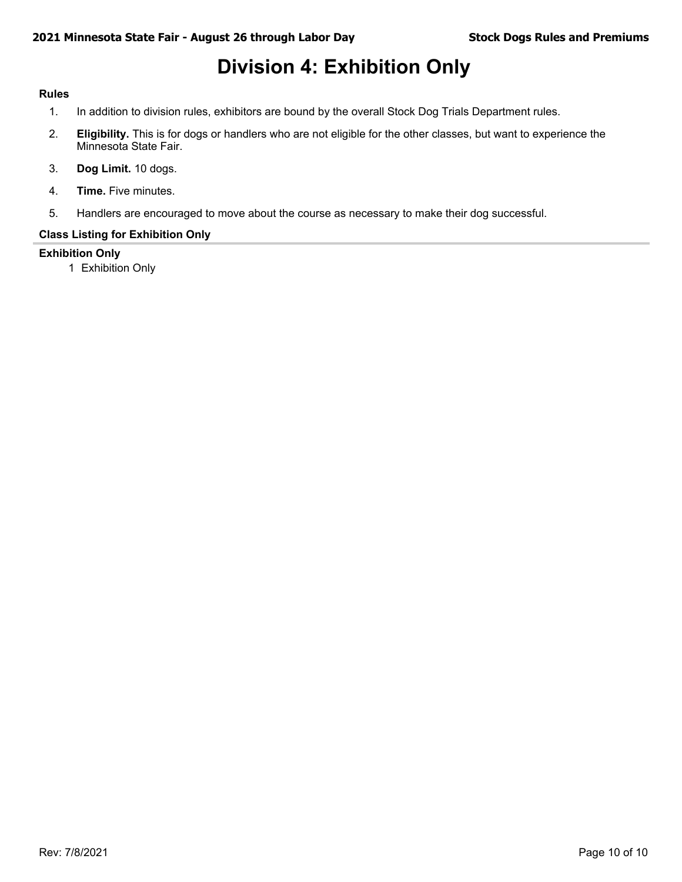# Division 4: Exhibition Only

**Rules**

1. In addition to division rules, exhibitors are bound by the overall Stock Dog Trials Department rules.
2. **Eligibility.** This is for dogs or handlers who are not eligible for the other classes, but want to experience the Minnesota State Fair.
3. **Dog Limit.** 10 dogs.
4. **Time.** Five minutes.
5. Handlers are encouraged to move about the course as necessary to make their dog successful.

**Class Listing for Exhibition Only**

**Exhibition Only**

1 Exhibition Only